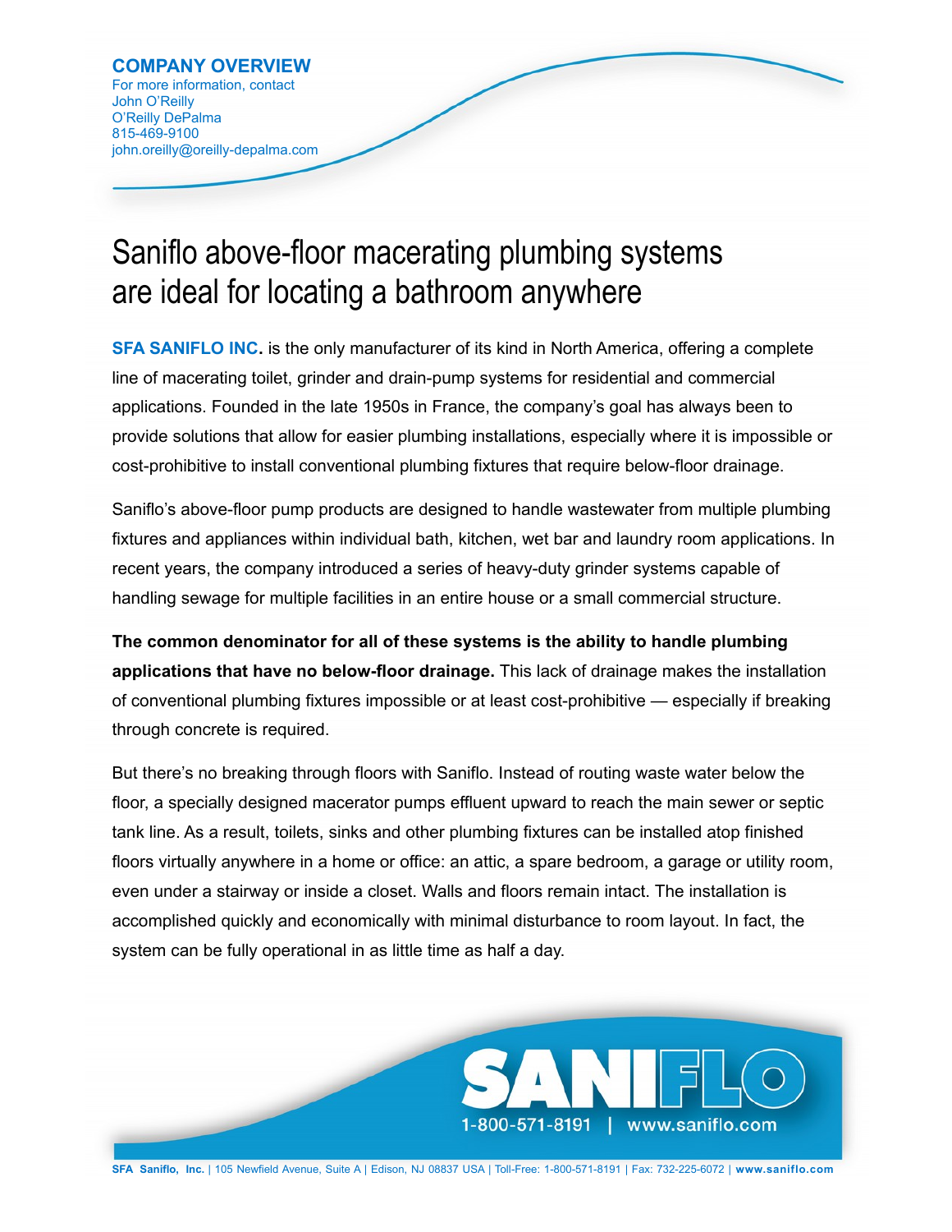**COMPANY OVERVIEW**

For more information, contact
John O'Reilly
O'Reilly DePalma
815-469-9100
john.oreilly@oreilly-depalma.com

# Saniflo above-floor macerating plumbing systems are ideal for locating a bathroom anywhere

**SFA SANIFLO INC.** is the only manufacturer of its kind in North America, offering a complete line of macerating toilet, grinder and drain-pump systems for residential and commercial applications. Founded in the late 1950s in France, the company's goal has always been to provide solutions that allow for easier plumbing installations, especially where it is impossible or cost-prohibitive to install conventional plumbing fixtures that require below-floor drainage.

Saniflo's above-floor pump products are designed to handle wastewater from multiple plumbing fixtures and appliances within individual bath, kitchen, wet bar and laundry room applications. In recent years, the company introduced a series of heavy-duty grinder systems capable of handling sewage for multiple facilities in an entire house or a small commercial structure.

**The common denominator for all of these systems is the ability to handle plumbing applications that have no below-floor drainage.** This lack of drainage makes the installation of conventional plumbing fixtures impossible or at least cost-prohibitive — especially if breaking through concrete is required.

But there's no breaking through floors with Saniflo. Instead of routing waste water below the floor, a specially designed macerator pumps effluent upward to reach the main sewer or septic tank line. As a result, toilets, sinks and other plumbing fixtures can be installed atop finished floors virtually anywhere in a home or office: an attic, a spare bedroom, a garage or utility room, even under a stairway or inside a closet. Walls and floors remain intact. The installation is accomplished quickly and economically with minimal disturbance to room layout. In fact, the system can be fully operational in as little time as half a day.

SANIFLO
1-800-571-8191 | www.saniflo.com

**SFA Saniflo, Inc.** | 105 Newfield Avenue, Suite A | Edison, NJ 08837 USA | Toll-Free: 1-800-571-8191 | Fax: 732-225-6072 | **www.saniflo.com**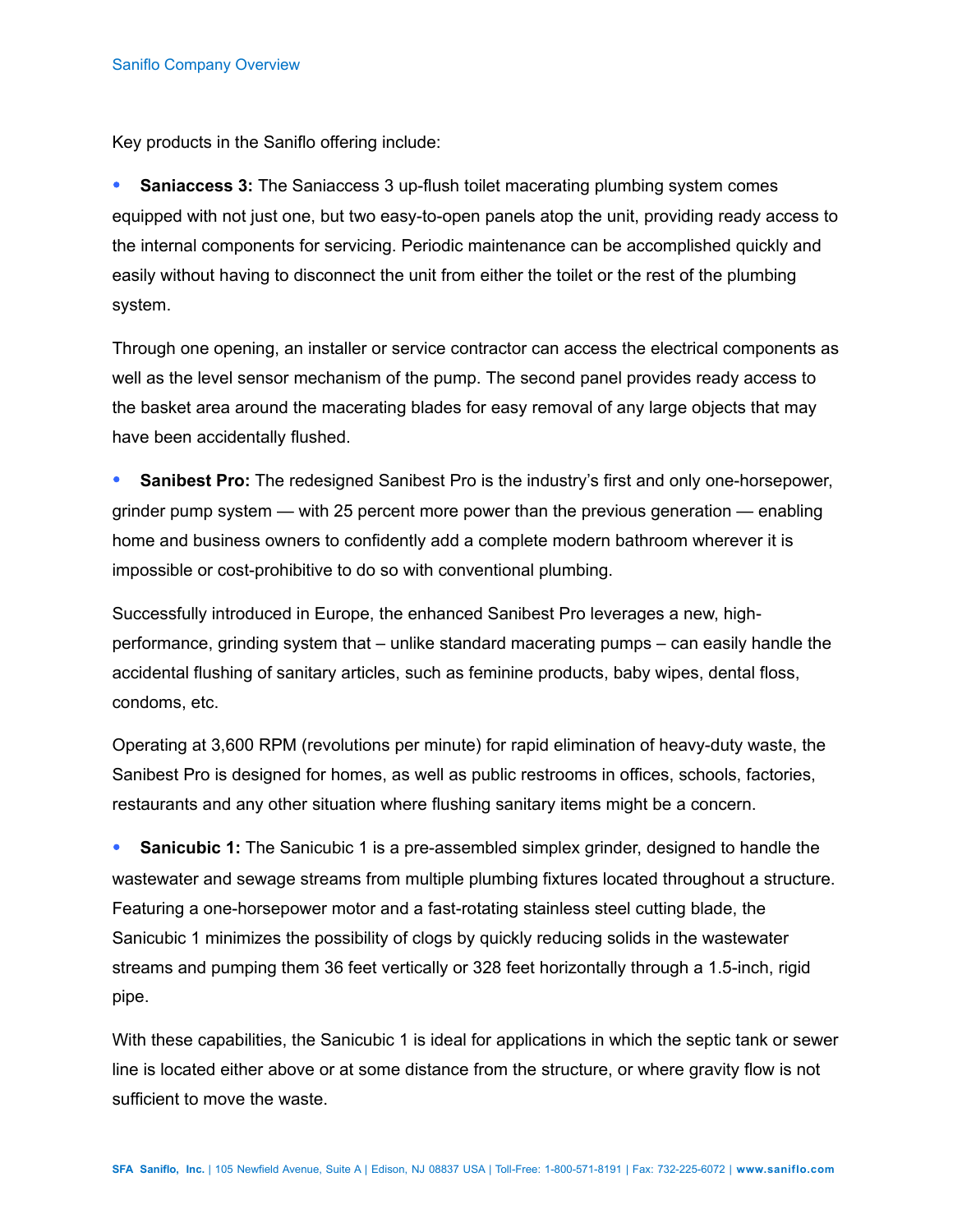Key products in the Saniflo offering include:

- **Saniaccess 3:** The Saniaccess 3 up-flush toilet macerating plumbing system comes equipped with not just one, but two easy-to-open panels atop the unit, providing ready access to the internal components for servicing. Periodic maintenance can be accomplished quickly and easily without having to disconnect the unit from either the toilet or the rest of the plumbing system.

Through one opening, an installer or service contractor can access the electrical components as well as the level sensor mechanism of the pump. The second panel provides ready access to the basket area around the macerating blades for easy removal of any large objects that may have been accidentally flushed.

- **Sanibest Pro:** The redesigned Sanibest Pro is the industry's first and only one-horsepower, grinder pump system — with 25 percent more power than the previous generation — enabling home and business owners to confidently add a complete modern bathroom wherever it is impossible or cost-prohibitive to do so with conventional plumbing.

Successfully introduced in Europe, the enhanced Sanibest Pro leverages a new, high-performance, grinding system that – unlike standard macerating pumps – can easily handle the accidental flushing of sanitary articles, such as feminine products, baby wipes, dental floss, condoms, etc.

Operating at 3,600 RPM (revolutions per minute) for rapid elimination of heavy-duty waste, the Sanibest Pro is designed for homes, as well as public restrooms in offices, schools, factories, restaurants and any other situation where flushing sanitary items might be a concern.

- **Sanicubic 1:** The Sanicubic 1 is a pre-assembled simplex grinder, designed to handle the wastewater and sewage streams from multiple plumbing fixtures located throughout a structure. Featuring a one-horsepower motor and a fast-rotating stainless steel cutting blade, the Sanicubic 1 minimizes the possibility of clogs by quickly reducing solids in the wastewater streams and pumping them 36 feet vertically or 328 feet horizontally through a 1.5-inch, rigid pipe.

With these capabilities, the Sanicubic 1 is ideal for applications in which the septic tank or sewer line is located either above or at some distance from the structure, or where gravity flow is not sufficient to move the waste.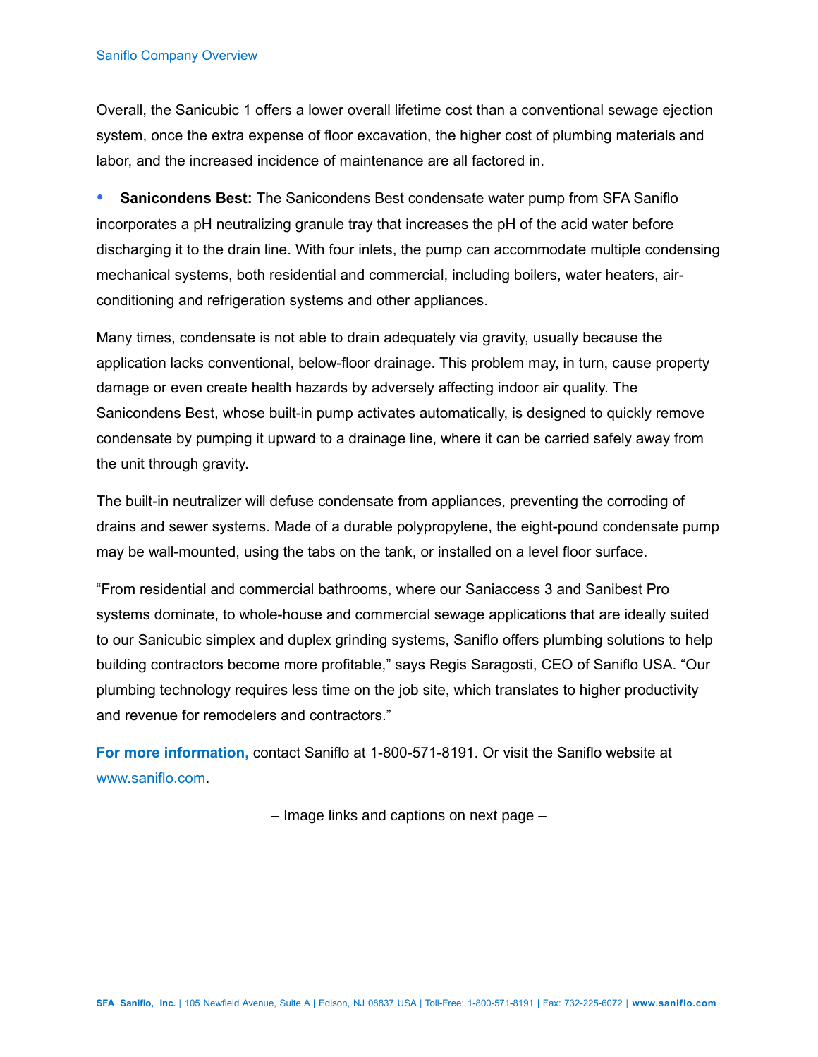Overall, the Sanicubic 1 offers a lower overall lifetime cost than a conventional sewage ejection system, once the extra expense of floor excavation, the higher cost of plumbing materials and labor, and the increased incidence of maintenance are all factored in.

- **Sanicondens Best:** The Sanicondens Best condensate water pump from SFA Saniflo incorporates a pH neutralizing granule tray that increases the pH of the acid water before discharging it to the drain line. With four inlets, the pump can accommodate multiple condensing mechanical systems, both residential and commercial, including boilers, water heaters, air-conditioning and refrigeration systems and other appliances.

Many times, condensate is not able to drain adequately via gravity, usually because the application lacks conventional, below-floor drainage. This problem may, in turn, cause property damage or even create health hazards by adversely affecting indoor air quality. The Sanicondens Best, whose built-in pump activates automatically, is designed to quickly remove condensate by pumping it upward to a drainage line, where it can be carried safely away from the unit through gravity.

The built-in neutralizer will defuse condensate from appliances, preventing the corroding of drains and sewer systems. Made of a durable polypropylene, the eight-pound condensate pump may be wall-mounted, using the tabs on the tank, or installed on a level floor surface.

"From residential and commercial bathrooms, where our Saniaccess 3 and Sanibest Pro systems dominate, to whole-house and commercial sewage applications that are ideally suited to our Sanicubic simplex and duplex grinding systems, Saniflo offers plumbing solutions to help building contractors become more profitable," says Regis Saragosti, CEO of Saniflo USA. "Our plumbing technology requires less time on the job site, which translates to higher productivity and revenue for remodelers and contractors."

**For more information,** contact Saniflo at 1-800-571-8191. Or visit the Saniflo website at www.saniflo.com.

– Image links and captions on next page –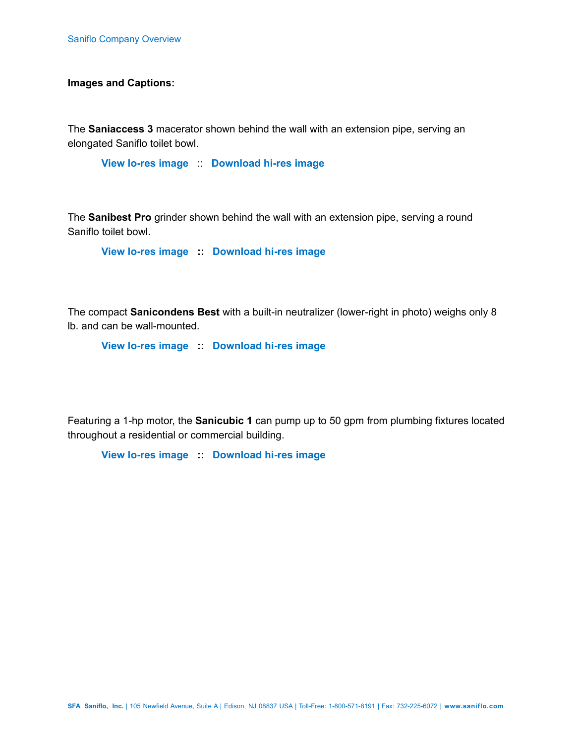**Images and Captions:**

The **Saniaccess 3** macerator shown behind the wall with an extension pipe, serving an elongated Saniflo toilet bowl.

**View lo-res image** :: **Download hi-res image**

The **Sanibest Pro** grinder shown behind the wall with an extension pipe, serving a round Saniflo toilet bowl.

**View lo-res image** :: **Download hi-res image**

The compact **Sanicondens Best** with a built-in neutralizer (lower-right in photo) weighs only 8 lb. and can be wall-mounted.

**View lo-res image** :: **Download hi-res image**

Featuring a 1-hp motor, the **Sanicubic 1** can pump up to 50 gpm from plumbing fixtures located throughout a residential or commercial building.

**View lo-res image** :: **Download hi-res image**

**SFA Saniflo, Inc.** | 105 Newfield Avenue, Suite A | Edison, NJ 08837 USA | Toll-Free: 1-800-571-8191 | Fax: 732-225-6072 | **www.saniflo.com**